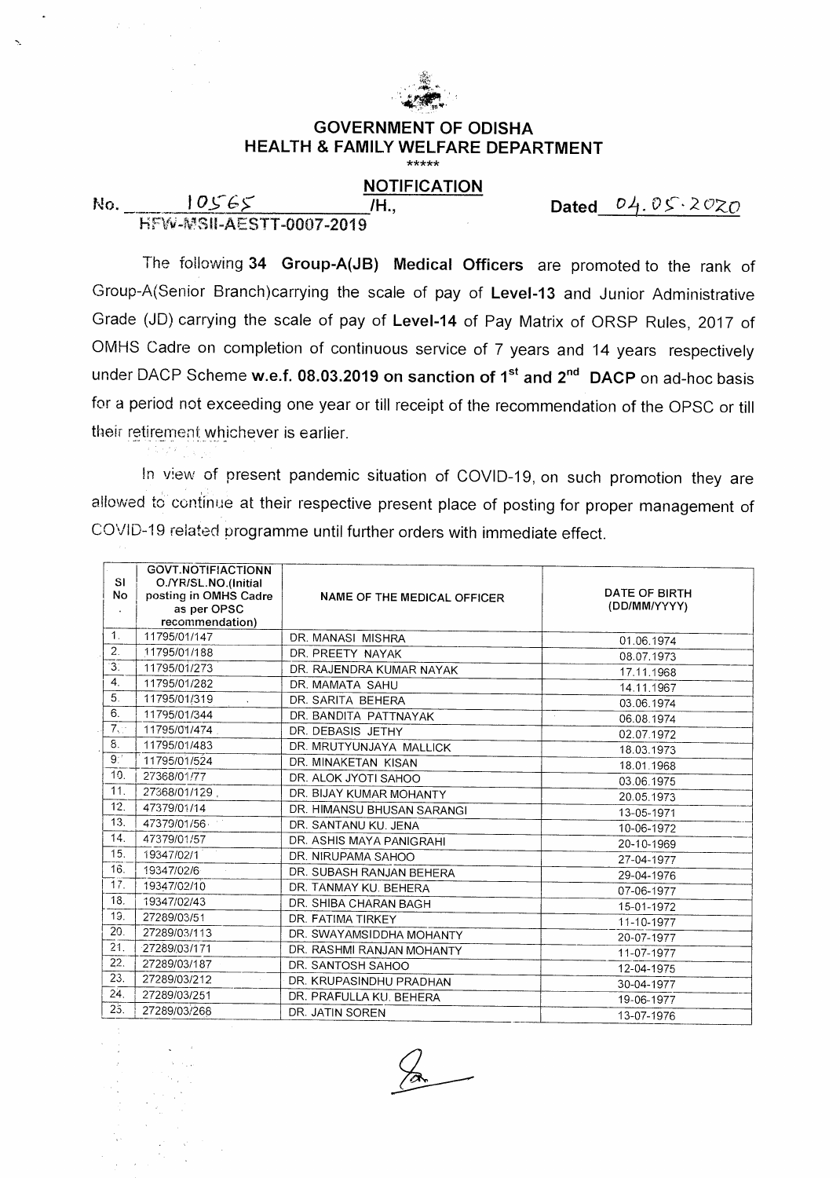## GOVERNMENT OF ODISHA
## HEALTH & FAMILY WELFARE DEPARTMENT

\*\*\*\*\*

### NOTIFICATION

No. 10565 /H., Dated 04.05.2020
HFW-MSII-AESTT-0007-2019

The following **34 Group-A(JB) Medical Officers** are promoted to the rank of Group-A(Senior Branch)carrying the scale of pay of **Level-13** and Junior Administrative Grade (JD) carrying the scale of pay of **Level-14** of Pay Matrix of ORSP Rules, 2017 of OMHS Cadre on completion of continuous service of 7 years and 14 years respectively under DACP Scheme **w.e.f. 08.03.2019 on sanction of 1st and 2nd DACP** on ad-hoc basis for a period not exceeding one year or till receipt of the recommendation of the OPSC or till their retirement whichever is earlier.

In view of present pandemic situation of COVID-19, on such promotion they are allowed to continue at their respective present place of posting for proper management of COVID-19 related programme until further orders with immediate effect.

| Sl No. | GOVT.NOTIFIACTIONN O./YR/SL.NO.(Initial posting in OMHS Cadre as per OPSC recommendation) | NAME OF THE MEDICAL OFFICER | DATE OF BIRTH (DD/MM/YYYY) |
|---|---|---|---|
| 1. | 11795/01/147 | DR. MANASI MISHRA | 01.06.1974 |
| 2. | 11795/01/188 | DR. PREETY NAYAK | 08.07.1973 |
| 3. | 11795/01/273 | DR. RAJENDRA KUMAR NAYAK | 17.11.1968 |
| 4. | 11795/01/282 | DR. MAMATA SAHU | 14.11.1967 |
| 5. | 11795/01/319 | DR. SARITA BEHERA | 03.06.1974 |
| 6. | 11795/01/344 | DR. BANDITA PATTNAYAK | 06.08.1974 |
| 7. | 11795/01/474 | DR. DEBASIS JETHY | 02.07.1972 |
| 8. | 11795/01/483 | DR. MRUTYUNJAYA MALLICK | 18.03.1973 |
| 9. | 11795/01/524 | DR. MINAKETAN KISAN | 18.01.1968 |
| 10. | 27368/01/77 | DR. ALOK JYOTI SAHOO | 03.06.1975 |
| 11. | 27368/01/129 | DR. BIJAY KUMAR MOHANTY | 20.05.1973 |
| 12. | 47379/01/14 | DR. HIMANSU BHUSAN SARANGI | 13-05-1971 |
| 13. | 47379/01/56 | DR. SANTANU KU. JENA | 10-06-1972 |
| 14. | 47379/01/57 | DR. ASHIS MAYA PANIGRAHI | 20-10-1969 |
| 15. | 19347/02/1 | DR. NIRUPAMA SAHOO | 27-04-1977 |
| 16. | 19347/02/6 | DR. SUBASH RANJAN BEHERA | 29-04-1976 |
| 17. | 19347/02/10 | DR. TANMAY KU. BEHERA | 07-06-1977 |
| 18. | 19347/02/43 | DR. SHIBA CHARAN BAGH | 15-01-1972 |
| 19. | 27289/03/51 | DR. FATIMA TIRKEY | 11-10-1977 |
| 20. | 27289/03/113 | DR. SWAYAMSIDDHA MOHANTY | 20-07-1977 |
| 21. | 27289/03/171 | DR. RASHMI RANJAN MOHANTY | 11-07-1977 |
| 22. | 27289/03/187 | DR. SANTOSH SAHOO | 12-04-1975 |
| 23. | 27289/03/212 | DR. KRUPASINDHU PRADHAN | 30-04-1977 |
| 24. | 27289/03/251 | DR. PRAFULLA KU. BEHERA | 19-06-1977 |
| 25. | 27289/03/266 | DR. JATIN SOREN | 13-07-1976 |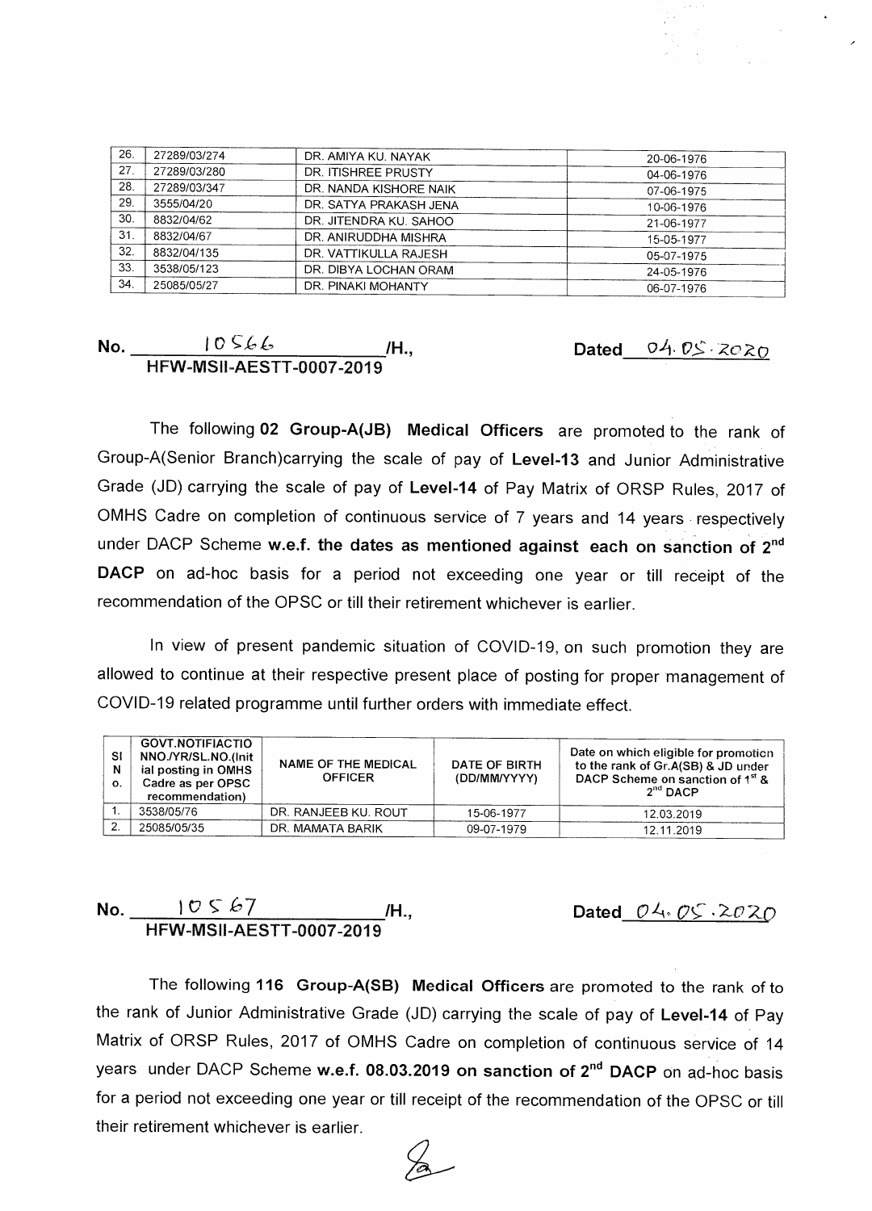| | | | |
|---|---|---|---|
| 26. | 27289/03/274 | DR. AMIYA KU. NAYAK | 20-06-1976 |
| 27. | 27289/03/280 | DR. ITISHREE PRUSTY | 04-06-1976 |
| 28. | 27289/03/347 | DR. NANDA KISHORE NAIK | 07-06-1975 |
| 29. | 3555/04/20 | DR. SATYA PRAKASH JENA | 10-06-1976 |
| 30. | 8832/04/62 | DR. JITENDRA KU. SAHOO | 21-06-1977 |
| 31. | 8832/04/67 | DR. ANIRUDDHA MISHRA | 15-05-1977 |
| 32. | 8832/04/135 | DR. VATTIKULLA RAJESH | 05-07-1975 |
| 33. | 3538/05/123 | DR. DIBYA LOCHAN ORAM | 24-05-1976 |
| 34. | 25085/05/27 | DR. PINAKI MOHANTY | 06-07-1976 |

**No. 10566 /H., HFW-MSII-AESTT-0007-2019** **Dated 04.05.2020**

The following **02 Group-A(JB) Medical Officers** are promoted to the rank of Group-A(Senior Branch)carrying the scale of pay of **Level-13** and Junior Administrative Grade (JD) carrying the scale of pay of **Level-14** of Pay Matrix of ORSP Rules, 2017 of OMHS Cadre on completion of continuous service of 7 years and 14 years respectively under DACP Scheme **w.e.f. the dates as mentioned against each on sanction of 2nd DACP** on ad-hoc basis for a period not exceeding one year or till receipt of the recommendation of the OPSC or till their retirement whichever is earlier.

In view of present pandemic situation of COVID-19, on such promotion they are allowed to continue at their respective present place of posting for proper management of COVID-19 related programme until further orders with immediate effect.

| Sl No. | GOVT.NOTIFIACTIO NNO./YR/SL.NO.(Initial posting in OMHS Cadre as per OPSC recommendation) | NAME OF THE MEDICAL OFFICER | DATE OF BIRTH (DD/MM/YYYY) | Date on which eligible for promotion to the rank of Gr.A(SB) & JD under DACP Scheme on sanction of 1st & 2nd DACP |
|---|---|---|---|---|
| 1. | 3538/05/76 | DR. RANJEEB KU. ROUT | 15-06-1977 | 12.03.2019 |
| 2. | 25085/05/35 | DR. MAMATA BARIK | 09-07-1979 | 12.11.2019 |

**No. 10567 /H., HFW-MSII-AESTT-0007-2019** **Dated 04.05.2020**

The following **116 Group-A(SB) Medical Officers** are promoted to the rank of to the rank of Junior Administrative Grade (JD) carrying the scale of pay of **Level-14** of Pay Matrix of ORSP Rules, 2017 of OMHS Cadre on completion of continuous service of 14 years under DACP Scheme **w.e.f. 08.03.2019 on sanction of 2nd DACP** on ad-hoc basis for a period not exceeding one year or till receipt of the recommendation of the OPSC or till their retirement whichever is earlier.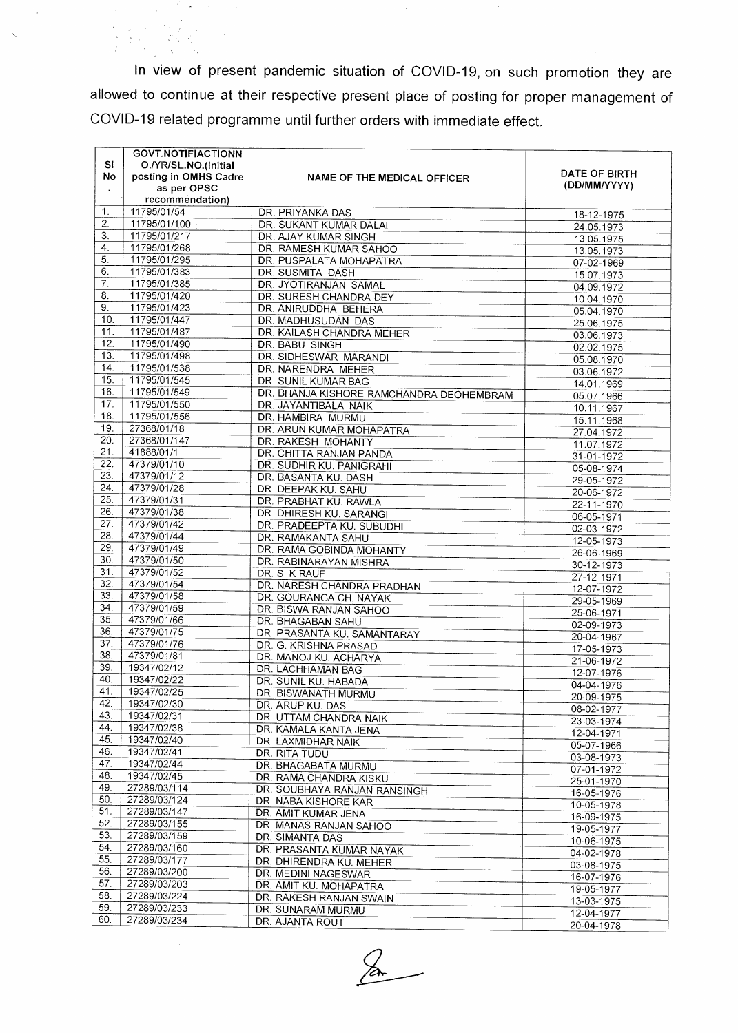In view of present pandemic situation of COVID-19, on such promotion they are allowed to continue at their respective present place of posting for proper management of COVID-19 related programme until further orders with immediate effect.

| Sl No. | GOVT.NOTIFIACTIONN O./YR/SL.NO.(Initial posting in OMHS Cadre as per OPSC recommendation) | NAME OF THE MEDICAL OFFICER | DATE OF BIRTH (DD/MM/YYYY) |
|---|---|---|---|
| 1. | 11795/01/54 | DR. PRIYANKA DAS | 18-12-1975 |
| 2. | 11795/01/100 | DR. SUKANT KUMAR DALAI | 24.05.1973 |
| 3. | 11795/01/217 | DR. AJAY KUMAR SINGH | 13.05.1975 |
| 4. | 11795/01/268 | DR. RAMESH KUMAR SAHOO | 13.05.1973 |
| 5. | 11795/01/295 | DR. PUSPALATA MOHAPATRA | 07-02-1969 |
| 6. | 11795/01/383 | DR. SUSMITA DASH | 15.07.1973 |
| 7. | 11795/01/385 | DR. JYOTIRANJAN SAMAL | 04.09.1972 |
| 8. | 11795/01/420 | DR. SURESH CHANDRA DEY | 10.04.1970 |
| 9. | 11795/01/423 | DR. ANIRUDDHA BEHERA | 05.04.1970 |
| 10. | 11795/01/447 | DR. MADHUSUDAN DAS | 25.06.1975 |
| 11. | 11795/01/487 | DR. KAILASH CHANDRA MEHER | 03.06.1973 |
| 12. | 11795/01/490 | DR. BABU SINGH | 02.02.1975 |
| 13. | 11795/01/498 | DR. SIDHESWAR MARANDI | 05.08.1970 |
| 14. | 11795/01/538 | DR. NARENDRA MEHER | 03.06.1972 |
| 15. | 11795/01/545 | DR. SUNIL KUMAR BAG | 14.01.1969 |
| 16. | 11795/01/549 | DR. BHANJA KISHORE RAMCHANDRA DEOHEMBRAM | 05.07.1966 |
| 17. | 11795/01/550 | DR. JAYANTIBALA NAIK | 10.11.1967 |
| 18. | 11795/01/556 | DR. HAMBIRA MURMU | 15.11.1968 |
| 19. | 27368/01/18 | DR. ARUN KUMAR MOHAPATRA | 27.04.1972 |
| 20. | 27368/01/147 | DR. RAKESH MOHANTY | 11.07.1972 |
| 21. | 41888/01/1 | DR. CHITTA RANJAN PANDA | 31-01-1972 |
| 22. | 47379/01/10 | DR. SUDHIR KU. PANIGRAHI | 05-08-1974 |
| 23. | 47379/01/12 | DR. BASANTA KU. DASH | 29-05-1972 |
| 24. | 47379/01/28 | DR. DEEPAK KU. SAHU | 20-06-1972 |
| 25. | 47379/01/31 | DR. PRABHAT KU. RAWLA | 22-11-1970 |
| 26. | 47379/01/38 | DR. DHIRESH KU. SARANGI | 06-05-1971 |
| 27. | 47379/01/42 | DR. PRADEEPTA KU. SUBUDHI | 02-03-1972 |
| 28. | 47379/01/44 | DR. RAMAKANTA SAHU | 12-05-1973 |
| 29. | 47379/01/49 | DR. RAMA GOBINDA MOHANTY | 26-06-1969 |
| 30. | 47379/01/50 | DR. RABINARAYAN MISHRA | 30-12-1973 |
| 31. | 47379/01/52 | DR. S. K RAUF | 27-12-1971 |
| 32. | 47379/01/54 | DR. NARESH CHANDRA PRADHAN | 12-07-1972 |
| 33. | 47379/01/58 | DR. GOURANGA CH. NAYAK | 29-05-1969 |
| 34. | 47379/01/59 | DR. BISWA RANJAN SAHOO | 25-06-1971 |
| 35. | 47379/01/66 | DR. BHAGABAN SAHU | 02-09-1973 |
| 36. | 47379/01/75 | DR. PRASANTA KU. SAMANTARAY | 20-04-1967 |
| 37. | 47379/01/76 | DR. G. KRISHNA PRASAD | 17-05-1973 |
| 38. | 47379/01/81 | DR. MANOJ KU. ACHARYA | 21-06-1972 |
| 39. | 19347/02/12 | DR. LACHHAMAN BAG | 12-07-1976 |
| 40. | 19347/02/22 | DR. SUNIL KU. HABADA | 04-04-1976 |
| 41. | 19347/02/25 | DR. BISWANATH MURMU | 20-09-1975 |
| 42. | 19347/02/30 | DR. ARUP KU. DAS | 08-02-1977 |
| 43. | 19347/02/31 | DR. UTTAM CHANDRA NAIK | 23-03-1974 |
| 44. | 19347/02/38 | DR. KAMALA KANTA JENA | 12-04-1971 |
| 45. | 19347/02/40 | DR. LAXMIDHAR NAIK | 05-07-1966 |
| 46. | 19347/02/41 | DR. RITA TUDU | 03-08-1973 |
| 47. | 19347/02/44 | DR. BHAGABATA MURMU | 07-01-1972 |
| 48. | 19347/02/45 | DR. RAMA CHANDRA KISKU | 25-01-1970 |
| 49. | 27289/03/114 | DR. SOUBHAYA RANJAN RANSINGH | 16-05-1976 |
| 50. | 27289/03/124 | DR. NABA KISHORE KAR | 10-05-1978 |
| 51. | 27289/03/147 | DR. AMIT KUMAR JENA | 16-09-1975 |
| 52. | 27289/03/155 | DR. MANAS RANJAN SAHOO | 19-05-1977 |
| 53. | 27289/03/159 | DR. SIMANTA DAS | 10-06-1975 |
| 54. | 27289/03/160 | DR. PRASANTA KUMAR NAYAK | 04-02-1978 |
| 55. | 27289/03/177 | DR. DHIRENDRA KU. MEHER | 03-08-1975 |
| 56. | 27289/03/200 | DR. MEDINI NAGESWAR | 16-07-1976 |
| 57. | 27289/03/203 | DR. AMIT KU. MOHAPATRA | 19-05-1977 |
| 58. | 27289/03/224 | DR. RAKESH RANJAN SWAIN | 13-03-1975 |
| 59. | 27289/03/233 | DR. SUNARAM MURMU | 12-04-1977 |
| 60. | 27289/03/234 | DR. AJANTA ROUT | 20-04-1978 |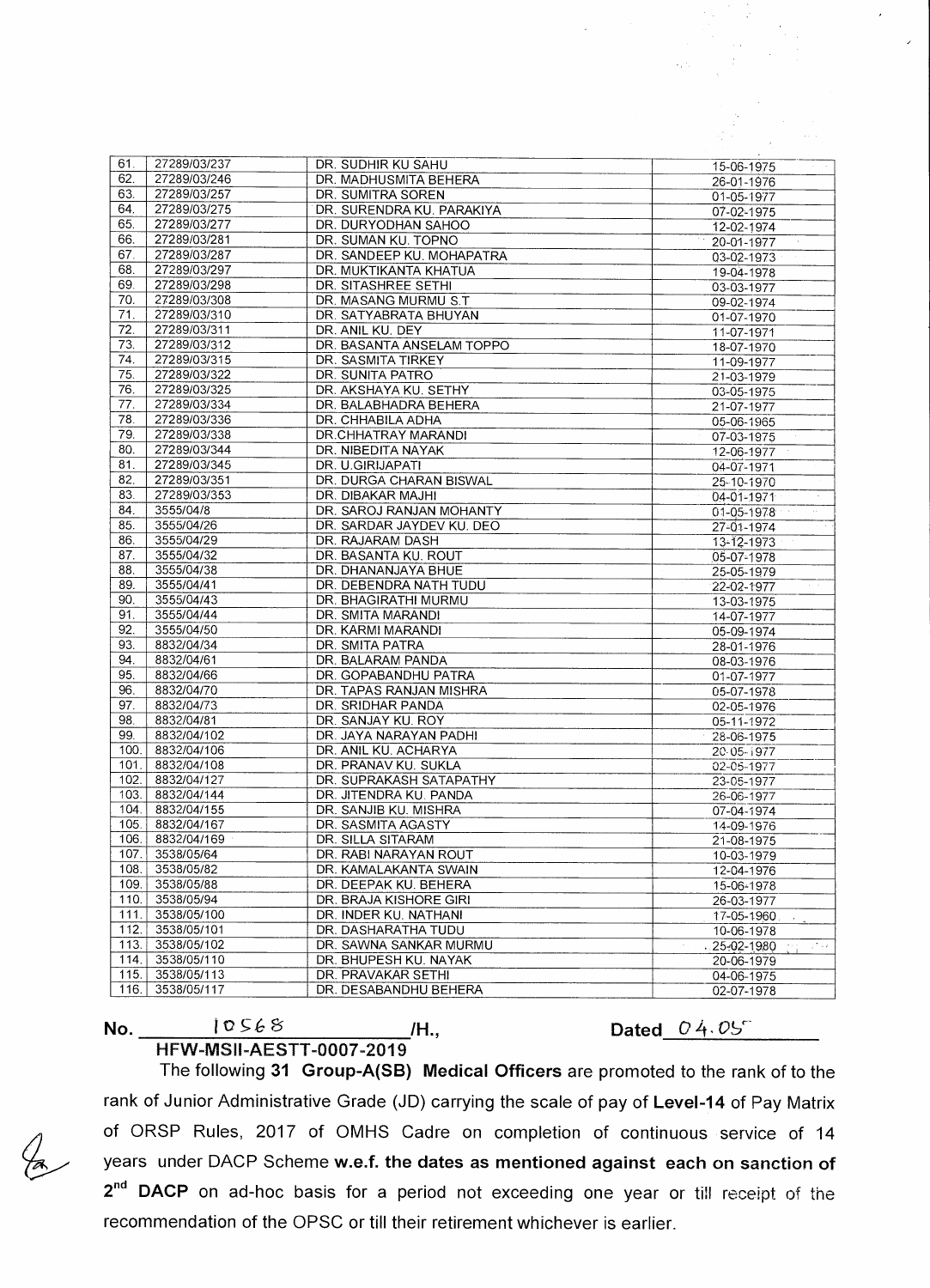| | | | |
|---|---|---|---|
| 61. | 27289/03/237 | DR. SUDHIR KU SAHU | 15-06-1975 |
| 62. | 27289/03/246 | DR. MADHUSMITA BEHERA | 26-01-1976 |
| 63. | 27289/03/257 | DR. SUMITRA SOREN | 01-05-1977 |
| 64. | 27289/03/275 | DR. SURENDRA KU. PARAKIYA | 07-02-1975 |
| 65. | 27289/03/277 | DR. DURYODHAN SAHOO | 12-02-1974 |
| 66. | 27289/03/281 | DR. SUMAN KU. TOPNO | 20-01-1977 |
| 67. | 27289/03/287 | DR. SANDEEP KU. MOHAPATRA | 03-02-1973 |
| 68. | 27289/03/297 | DR. MUKTIKANTA KHATUA | 19-04-1978 |
| 69. | 27289/03/298 | DR. SITASHREE SETHI | 03-03-1977 |
| 70. | 27289/03/308 | DR. MASANG MURMU S.T | 09-02-1974 |
| 71. | 27289/03/310 | DR. SATYABRATA BHUYAN | 01-07-1970 |
| 72. | 27289/03/311 | DR. ANIL KU. DEY | 11-07-1971 |
| 73. | 27289/03/312 | DR. BASANTA ANSELAM TOPPO | 18-07-1970 |
| 74. | 27289/03/315 | DR. SASMITA TIRKEY | 11-09-1977 |
| 75. | 27289/03/322 | DR. SUNITA PATRO | 21-03-1979 |
| 76. | 27289/03/325 | DR. AKSHAYA KU. SETHY | 03-05-1975 |
| 77. | 27289/03/334 | DR. BALABHADRA BEHERA | 21-07-1977 |
| 78. | 27289/03/336 | DR. CHHABILA ADHA | 05-06-1965 |
| 79. | 27289/03/338 | DR.CHHATRAY MARANDI | 07-03-1975 |
| 80. | 27289/03/344 | DR. NIBEDITA NAYAK | 12-06-1977 |
| 81. | 27289/03/345 | DR. U.GIRIJAPATI | 04-07-1971 |
| 82. | 27289/03/351 | DR. DURGA CHARAN BISWAL | 25-10-1970 |
| 83. | 27289/03/353 | DR. DIBAKAR MAJHI | 04-01-1971 |
| 84. | 3555/04/8 | DR. SAROJ RANJAN MOHANTY | 01-05-1978 |
| 85. | 3555/04/26 | DR. SARDAR JAYDEV KU. DEO | 27-01-1974 |
| 86. | 3555/04/29 | DR. RAJARAM DASH | 13-12-1973 |
| 87. | 3555/04/32 | DR. BASANTA KU. ROUT | 05-07-1978 |
| 88. | 3555/04/38 | DR. DHANANJAYA BHUE | 25-05-1979 |
| 89. | 3555/04/41 | DR. DEBENDRA NATH TUDU | 22-02-1977 |
| 90. | 3555/04/43 | DR. BHAGIRATHI MURMU | 13-03-1975 |
| 91. | 3555/04/44 | DR. SMITA MARANDI | 14-07-1977 |
| 92. | 3555/04/50 | DR. KARMI MARANDI | 05-09-1974 |
| 93. | 8832/04/34 | DR. SMITA PATRA | 28-01-1976 |
| 94. | 8832/04/61 | DR. BALARAM PANDA | 08-03-1976 |
| 95. | 8832/04/66 | DR. GOPABANDHU PATRA | 01-07-1977 |
| 96. | 8832/04/70 | DR. TAPAS RANJAN MISHRA | 05-07-1978 |
| 97. | 8832/04/73 | DR. SRIDHAR PANDA | 02-05-1976 |
| 98. | 8832/04/81 | DR. SANJAY KU. ROY | 05-11-1972 |
| 99. | 8832/04/102 | DR. JAYA NARAYAN PADHI | 28-06-1975 |
| 100. | 8832/04/106 | DR. ANIL KU. ACHARYA | 20-05-1977 |
| 101. | 8832/04/108 | DR. PRANAV KU. SUKLA | 02-05-1977 |
| 102. | 8832/04/127 | DR. SUPRAKASH SATAPATHY | 23-05-1977 |
| 103. | 8832/04/144 | DR. JITENDRA KU. PANDA | 26-06-1977 |
| 104. | 8832/04/155 | DR. SANJIB KU. MISHRA | 07-04-1974 |
| 105. | 8832/04/167 | DR. SASMITA AGASTY | 14-09-1976 |
| 106. | 8832/04/169 | DR. SILLA SITARAM | 21-08-1975 |
| 107. | 3538/05/64 | DR. RABI NARAYAN ROUT | 10-03-1979 |
| 108. | 3538/05/82 | DR. KAMALAKANTA SWAIN | 12-04-1976 |
| 109. | 3538/05/88 | DR. DEEPAK KU. BEHERA | 15-06-1978 |
| 110. | 3538/05/94 | DR. BRAJA KISHORE GIRI | 26-03-1977 |
| 111. | 3538/05/100 | DR. INDER KU. NATHANI | 17-05-1960 |
| 112. | 3538/05/101 | DR. DASHARATHA TUDU | 10-06-1978 |
| 113. | 3538/05/102 | DR. SAWNA SANKAR MURMU | 25-02-1980 |
| 114. | 3538/05/110 | DR. BHUPESH KU. NAYAK | 20-06-1979 |
| 115. | 3538/05/113 | DR. PRAVAKAR SETHI | 04-06-1975 |
| 116. | 3538/05/117 | DR. DESABANDHU BEHERA | 02-07-1978 |

**No.** 10568 **/H.,** **Dated** 04.05

**HFW-MSII-AESTT-0007-2019**

The following **31 Group-A(SB) Medical Officers** are promoted to the rank of to the rank of Junior Administrative Grade (JD) carrying the scale of pay of **Level-14** of Pay Matrix of ORSP Rules, 2017 of OMHS Cadre on completion of continuous service of 14 years under DACP Scheme **w.e.f. the dates as mentioned against each on sanction of 2nd DACP** on ad-hoc basis for a period not exceeding one year or till receipt of the recommendation of the OPSC or till their retirement whichever is earlier.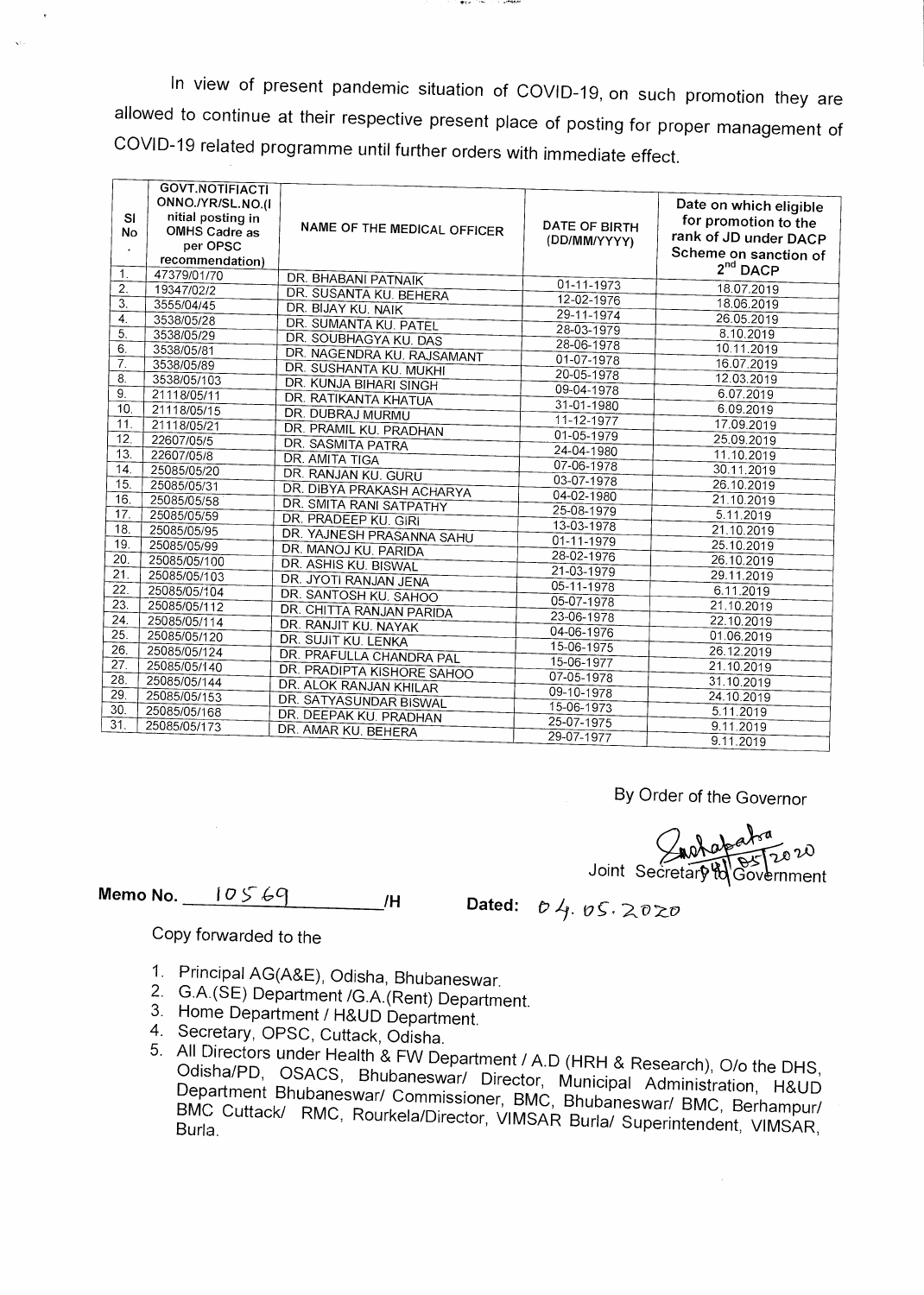In view of present pandemic situation of COVID-19, on such promotion they are allowed to continue at their respective present place of posting for proper management of COVID-19 related programme until further orders with immediate effect.

| Sl No. | GOVT.NOTIFIACTI ONNO./YR/SL.NO.(Initial posting in OMHS Cadre as per OPSC recommendation) | NAME OF THE MEDICAL OFFICER | DATE OF BIRTH (DD/MM/YYYY) | Date on which eligible for promotion to the rank of JD under DACP Scheme on sanction of 2nd DACP |
|---|---|---|---|---|
| 1. | 47379/01/70 | DR. BHABANI PATNAIK | 01-11-1973 | 18.07.2019 |
| 2. | 19347/02/2 | DR. SUSANTA KU. BEHERA | 12-02-1976 | 18.06.2019 |
| 3. | 3555/04/45 | DR. BIJAY KU. NAIK | 29-11-1974 | 26.05.2019 |
| 4. | 3538/05/28 | DR. SUMANTA KU. PATEL | 28-03-1979 | 8.10.2019 |
| 5. | 3538/05/29 | DR. SOUBHAGYA KU. DAS | 28-06-1978 | 10.11.2019 |
| 6. | 3538/05/81 | DR. NAGENDRA KU. RAJSAMANT | 01-07-1978 | 16.07.2019 |
| 7. | 3538/05/89 | DR. SUSHANTA KU. MUKHI | 20-05-1978 | 12.03.2019 |
| 8. | 3538/05/103 | DR. KUNJA BIHARI SINGH | 09-04-1978 | 6.07.2019 |
| 9. | 21118/05/11 | DR. RATIKANTA KHATUA | 31-01-1980 | 6.09.2019 |
| 10. | 21118/05/15 | DR. DUBRAJ MURMU | 11-12-1977 | 17.09.2019 |
| 11. | 21118/05/21 | DR. PRAMIL KU. PRADHAN | 01-05-1979 | 25.09.2019 |
| 12. | 22607/05/5 | DR. SASMITA PATRA | 24-04-1980 | 11.10.2019 |
| 13. | 22607/05/8 | DR. AMITA TIGA | 07-06-1978 | 30.11.2019 |
| 14. | 25085/05/20 | DR. RANJAN KU. GURU | 03-07-1978 | 26.10.2019 |
| 15. | 25085/05/31 | DR. DIBYA PRAKASH ACHARYA | 04-02-1980 | 21.10.2019 |
| 16. | 25085/05/58 | DR. SMITA RANI SATPATHY | 25-08-1979 | 5.11.2019 |
| 17. | 25085/05/59 | DR. PRADEEP KU. GIRI | 13-03-1978 | 21.10.2019 |
| 18. | 25085/05/95 | DR. YAJNESH PRASANNA SAHU | 01-11-1979 | 25.10.2019 |
| 19. | 25085/05/99 | DR. MANOJ KU. PARIDA | 28-02-1976 | 26.10.2019 |
| 20. | 25085/05/100 | DR. ASHIS KU. BISWAL | 21-03-1979 | 29.11.2019 |
| 21. | 25085/05/103 | DR. JYOTI RANJAN JENA | 05-11-1978 | 6.11.2019 |
| 22. | 25085/05/104 | DR. SANTOSH KU. SAHOO | 05-07-1978 | 21.10.2019 |
| 23. | 25085/05/112 | DR. CHITTA RANJAN PARIDA | 23-06-1978 | 22.10.2019 |
| 24. | 25085/05/114 | DR. RANJIT KU. NAYAK | 04-06-1976 | 01.06.2019 |
| 25. | 25085/05/120 | DR. SUJIT KU. LENKA | 15-06-1975 | 26.12.2019 |
| 26. | 25085/05/124 | DR. PRAFULLA CHANDRA PAL | 15-06-1977 | 21.10.2019 |
| 27. | 25085/05/140 | DR. PRADIPTA KISHORE SAHOO | 07-05-1978 | 31.10.2019 |
| 28. | 25085/05/144 | DR. ALOK RANJAN KHILAR | 09-10-1978 | 24.10.2019 |
| 29. | 25085/05/153 | DR. SATYASUNDAR BISWAL | 15-06-1973 | 5.11.2019 |
| 30. | 25085/05/168 | DR. DEEPAK KU. PRADHAN | 25-07-1975 | 9.11.2019 |
| 31. | 25085/05/173 | DR. AMAR KU. BEHERA | 29-07-1977 | 9.11.2019 |

By Order of the Governor

Joint Secretary to Government

04/05/2020

**Memo No.** 10569 /H  **Dated:** 04.05.2020

Copy forwarded to the

1. Principal AG(A&E), Odisha, Bhubaneswar.
2. G.A.(SE) Department /G.A.(Rent) Department.
3. Home Department / H&UD Department.
4. Secretary, OPSC, Cuttack, Odisha.
5. All Directors under Health & FW Department / A.D (HRH & Research), O/o the DHS, Odisha/PD, OSACS, Bhubaneswar/ Director, Municipal Administration, H&UD Department Bhubaneswar/ Commissioner, BMC, Bhubaneswar/ BMC, Berhampur/ BMC Cuttack/ RMC, Rourkela/Director, VIMSAR Burla/ Superintendent, VIMSAR, Burla.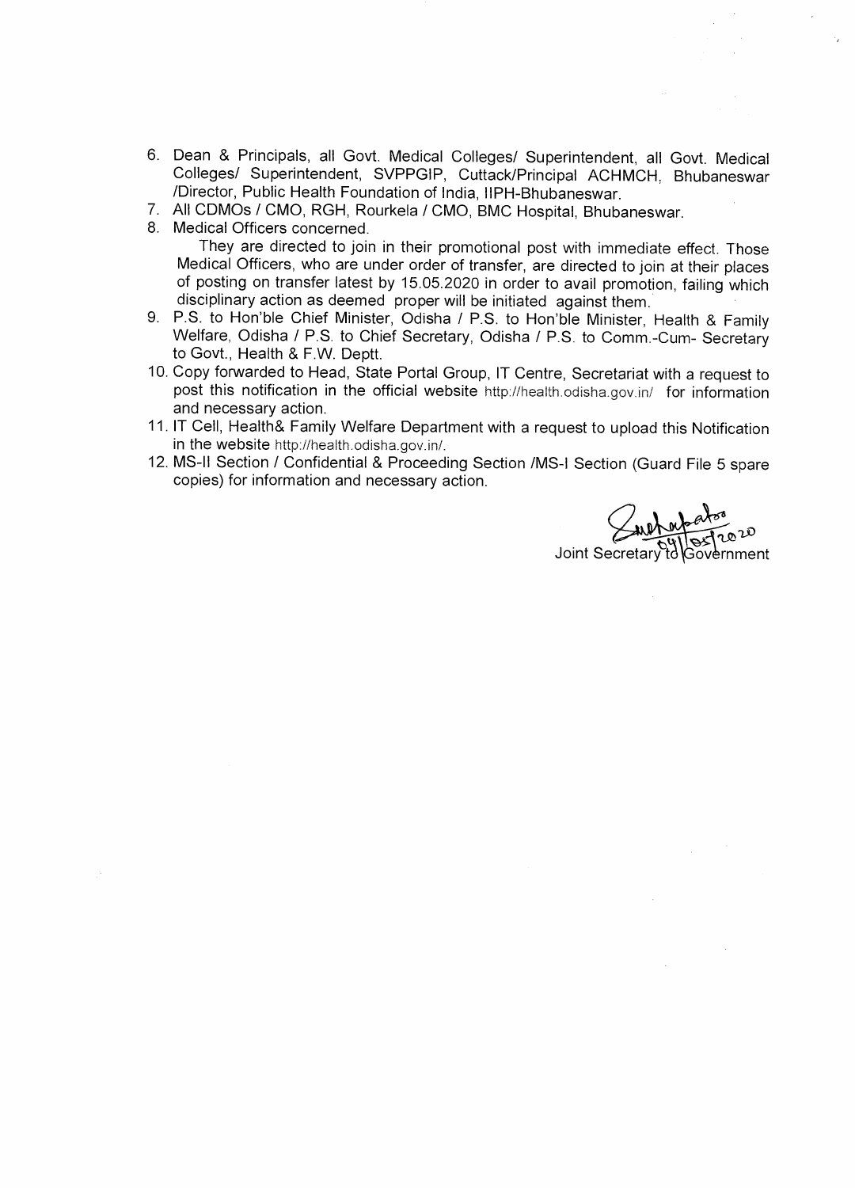6. Dean & Principals, all Govt. Medical Colleges/ Superintendent, all Govt. Medical Colleges/ Superintendent, SVPPGIP, Cuttack/Principal ACHMCH, Bhubaneswar /Director, Public Health Foundation of India, IIPH-Bhubaneswar.
7. All CDMOs / CMO, RGH, Rourkela / CMO, BMC Hospital, Bhubaneswar.
8. Medical Officers concerned.

   They are directed to join in their promotional post with immediate effect. Those Medical Officers, who are under order of transfer, are directed to join at their places of posting on transfer latest by 15.05.2020 in order to avail promotion, failing which disciplinary action as deemed proper will be initiated against them.
9. P.S. to Hon'ble Chief Minister, Odisha / P.S. to Hon'ble Minister, Health & Family Welfare, Odisha / P.S. to Chief Secretary, Odisha / P.S. to Comm.-Cum- Secretary to Govt., Health & F.W. Deptt.
10. Copy forwarded to Head, State Portal Group, IT Centre, Secretariat with a request to post this notification in the official website http://health.odisha.gov.in/ for information and necessary action.
11. IT Cell, Health& Family Welfare Department with a request to upload this Notification in the website http://health.odisha.gov.in/.
12. MS-II Section / Confidential & Proceeding Section /MS-I Section (Guard File 5 spare copies) for information and necessary action.

04/05/2020

Joint Secretary to Government